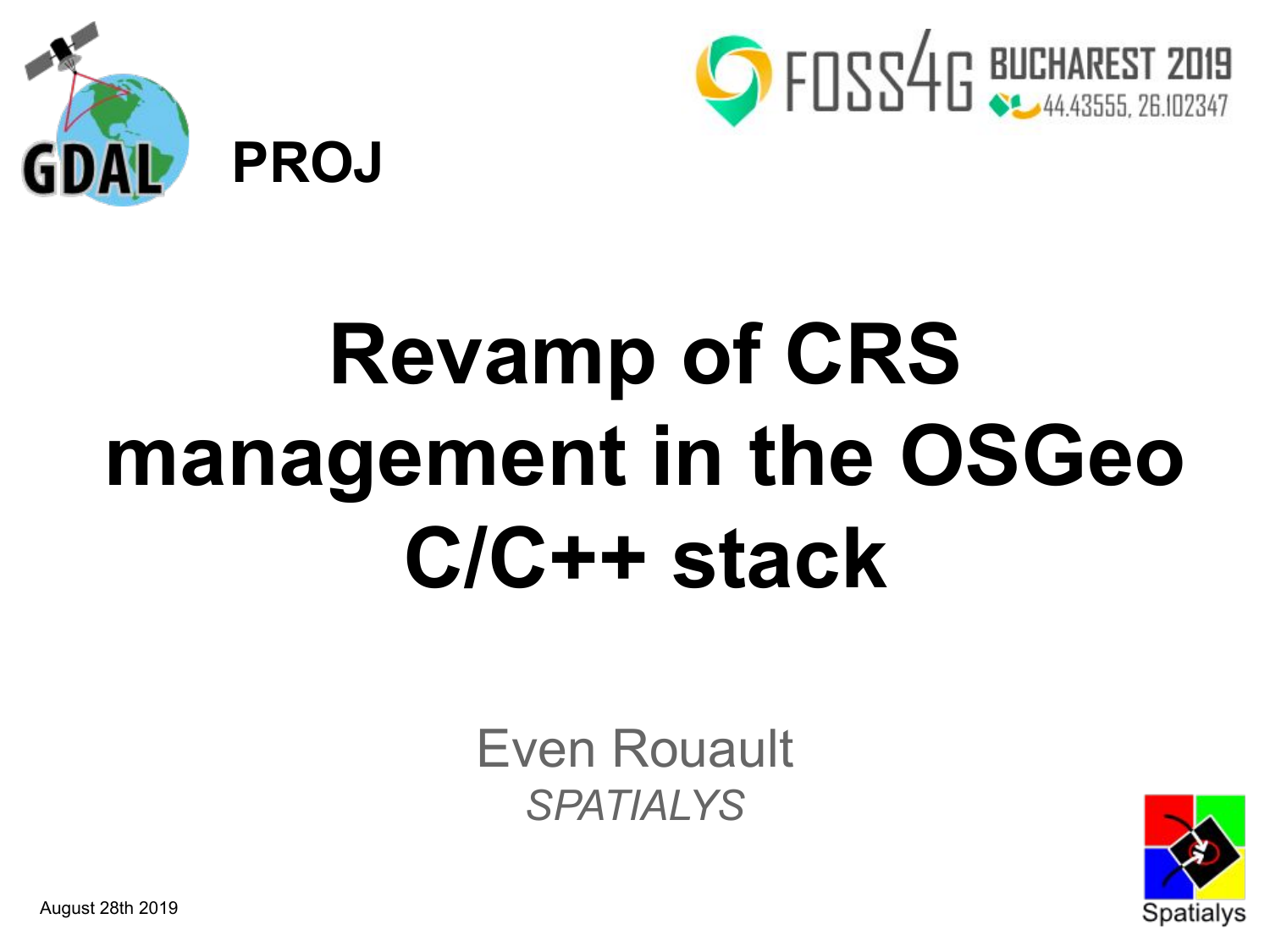PROJ

# Revamp of CRS management in the OSGeo C/C++ stack

Even Rouault

*SPATIALYS*

August 28th 2019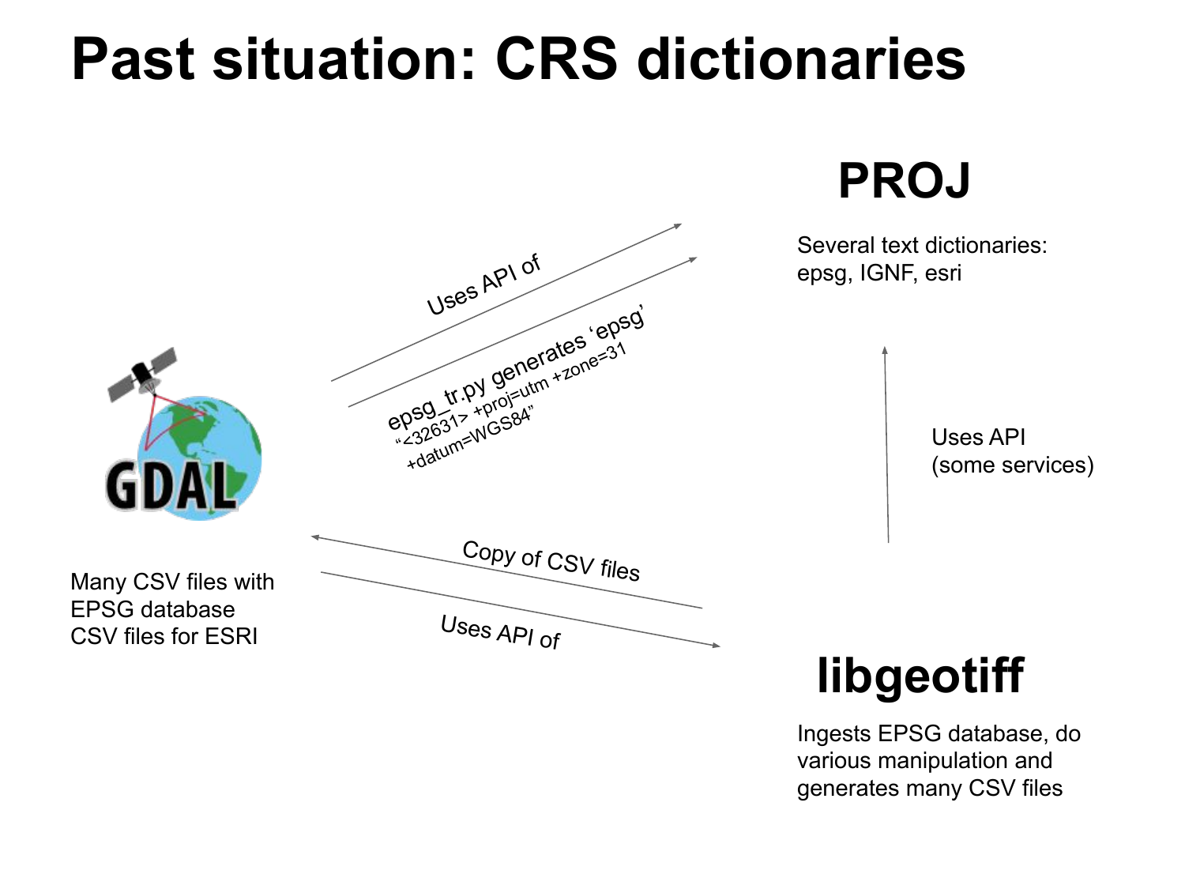# Past situation: CRS dictionaries

## PROJ

Several text dictionaries:
epsg, IGNF, esri

Uses API of

epsg_tr.py generates 'epsg'
"<32631> +proj=utm +zone=31 +datum=WGS84"

GDAL

Many CSV files with EPSG database
CSV files for ESRI

Uses API
(some services)

Copy of CSV files

Uses API of

## libgeotiff

Ingests EPSG database, do various manipulation and generates many CSV files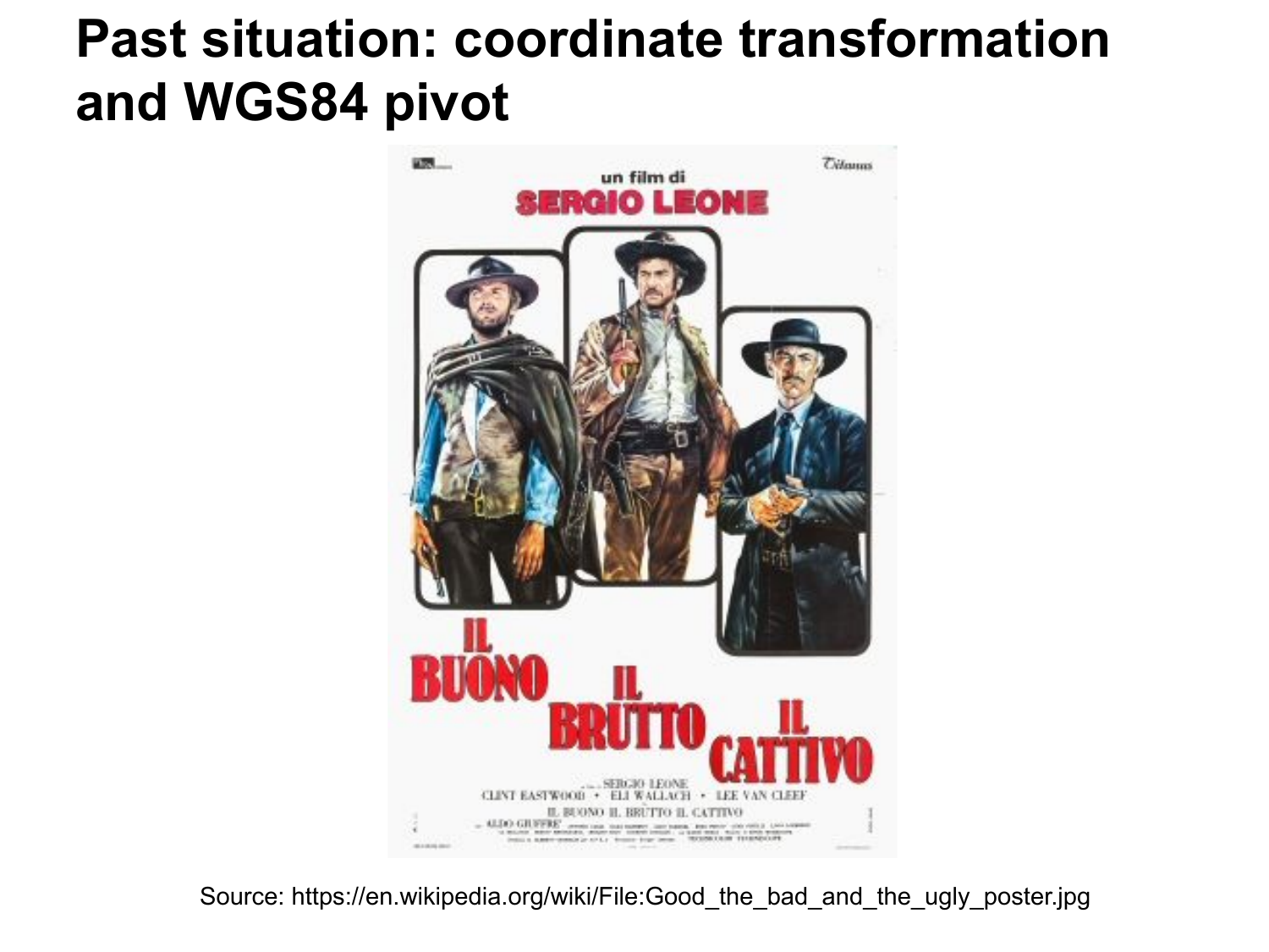# Past situation: coordinate transformation and WGS84 pivot

Source: https://en.wikipedia.org/wiki/File:Good_the_bad_and_the_ugly_poster.jpg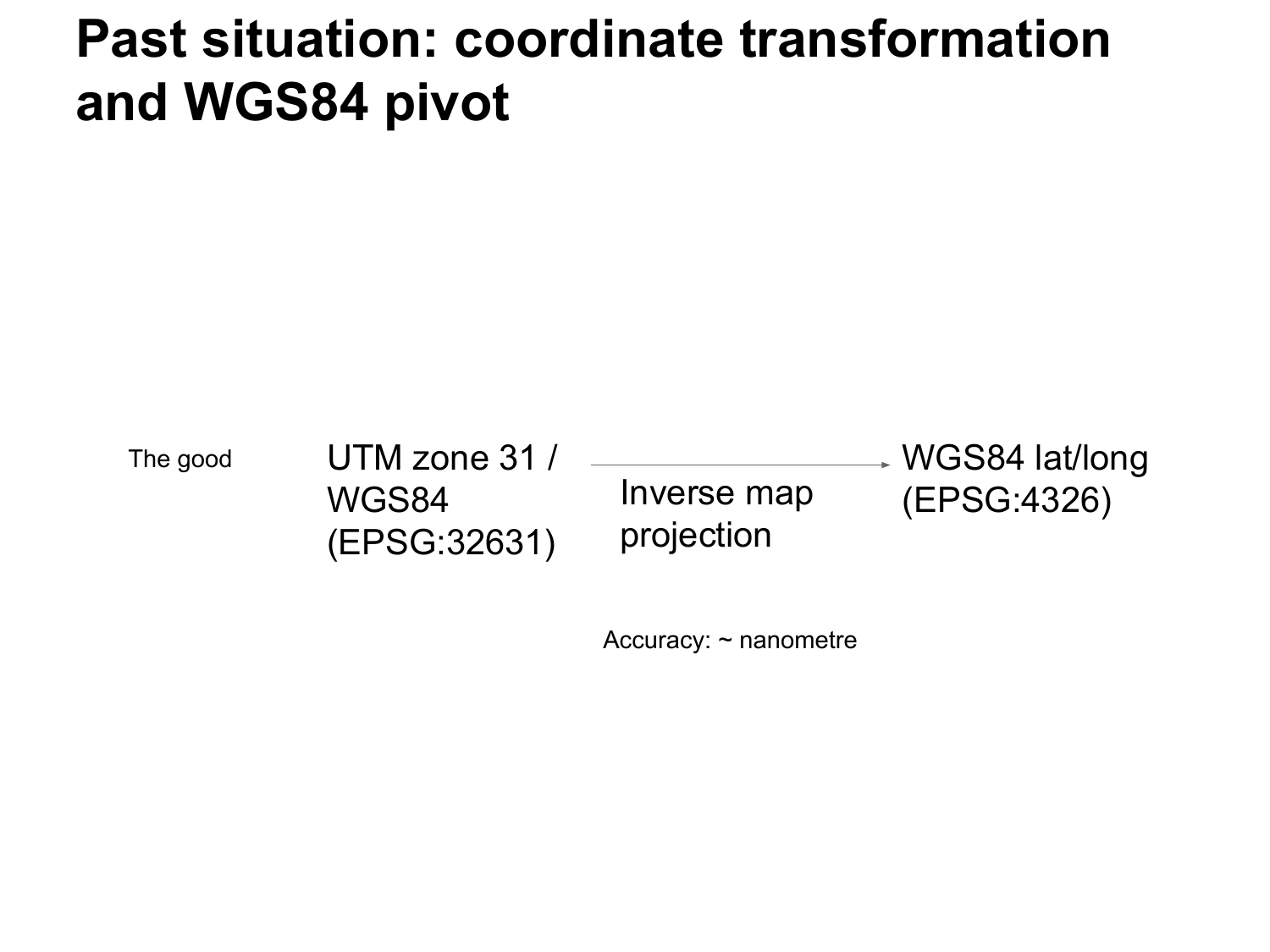# Past situation: coordinate transformation and WGS84 pivot

The good

UTM zone 31 / WGS84 (EPSG:32631)

Inverse map projection

WGS84 lat/long (EPSG:4326)

Accuracy: ~ nanometre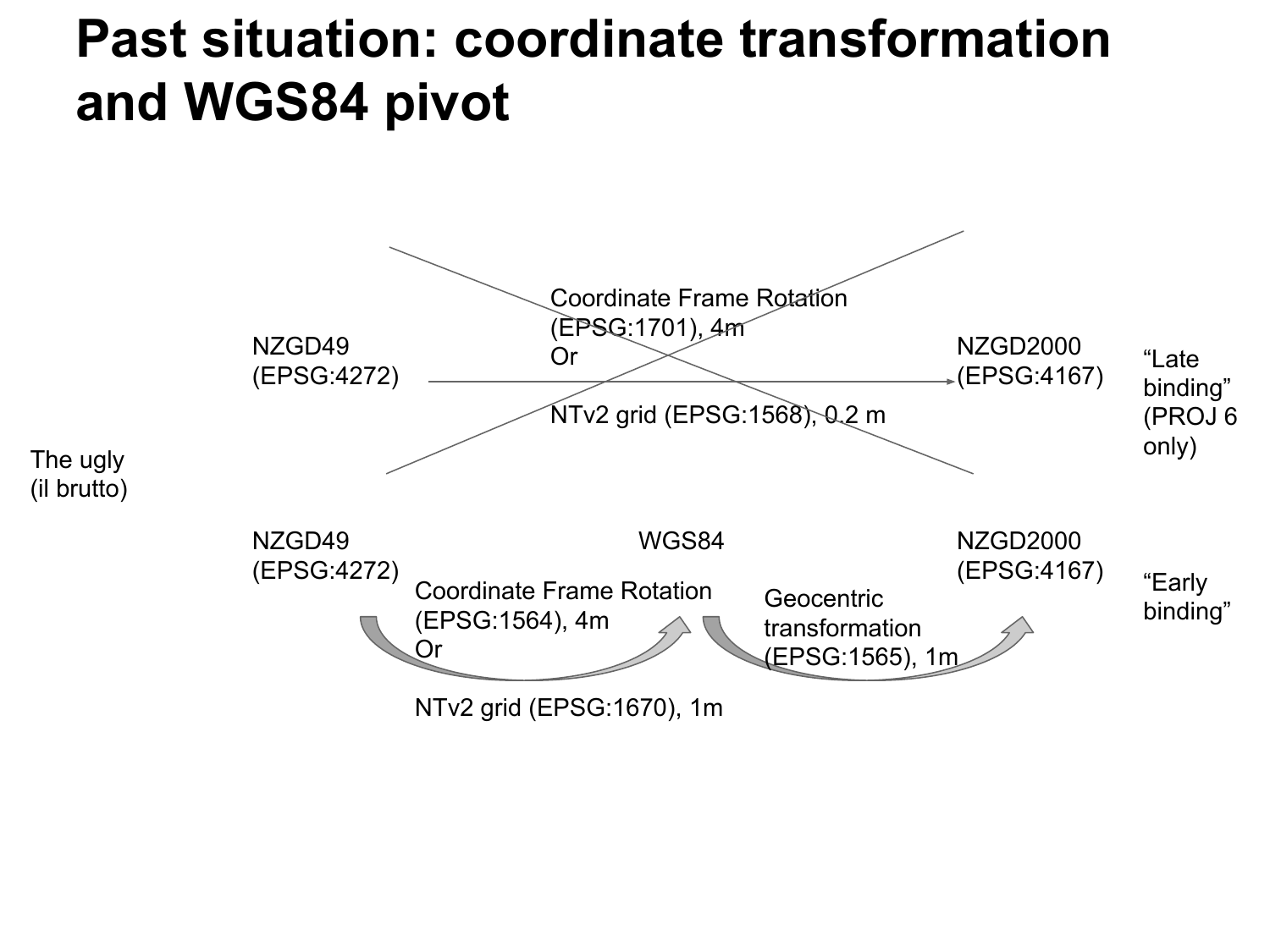# Past situation: coordinate transformation and WGS84 pivot

The ugly
(il brutto)

NZGD49
(EPSG:4272)

Coordinate Frame Rotation
(EPSG:1701), 4m
Or

NTv2 grid (EPSG:1568), 0.2 m

NZGD2000
(EPSG:4167)

"Late binding" (PROJ 6 only)

NZGD49
(EPSG:4272)

Coordinate Frame Rotation
(EPSG:1564), 4m
Or

NTv2 grid (EPSG:1670), 1m

WGS84

Geocentric transformation
(EPSG:1565), 1m

NZGD2000
(EPSG:4167)

"Early binding"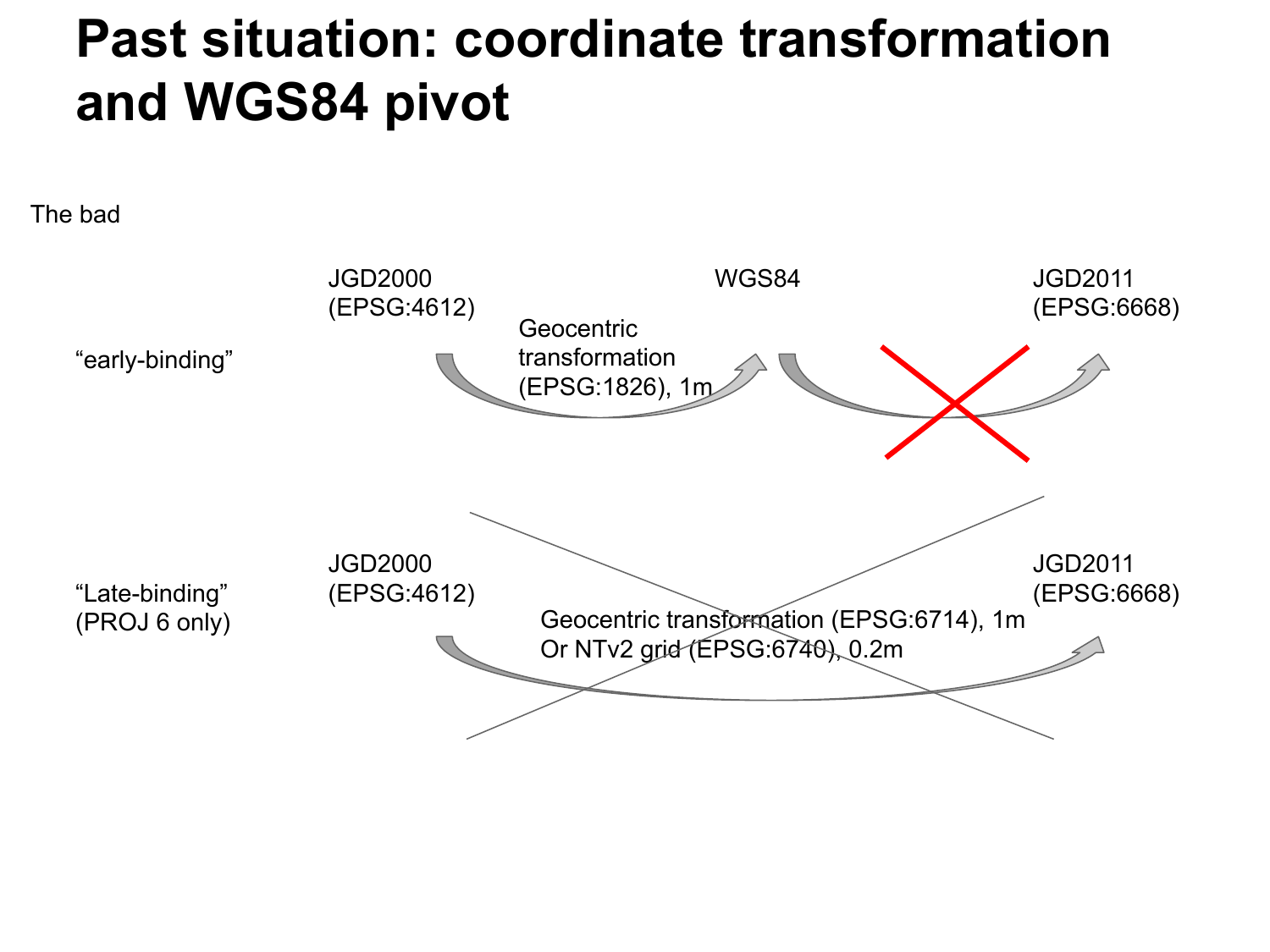# Past situation: coordinate transformation and WGS84 pivot

The bad

“early-binding”

JGD2000 (EPSG:4612)

Geocentric transformation (EPSG:1826), 1m

WGS84

JGD2011 (EPSG:6668)

“Late-binding” (PROJ 6 only)

JGD2000 (EPSG:4612)

Geocentric transformation (EPSG:6714), 1m
Or NTv2 grid (EPSG:6740), 0.2m

JGD2011 (EPSG:6668)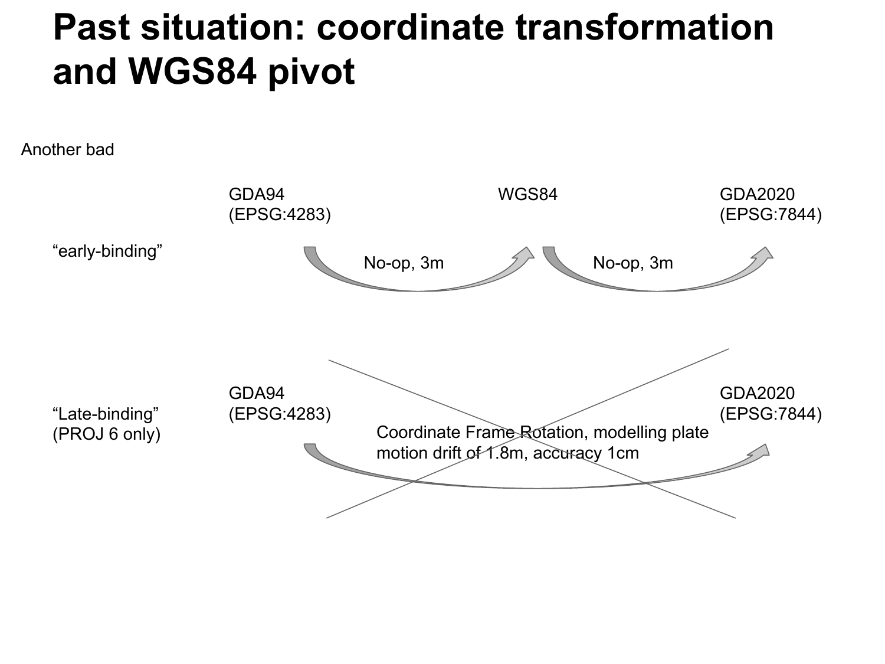# Past situation: coordinate transformation and WGS84 pivot

Another bad

“early-binding”

GDA94
(EPSG:4283)

No-op, 3m

WGS84

No-op, 3m

GDA2020
(EPSG:7844)

“Late-binding”
(PROJ 6 only)

GDA94
(EPSG:4283)

Coordinate Frame Rotation, modelling plate motion drift of 1.8m, accuracy 1cm

GDA2020
(EPSG:7844)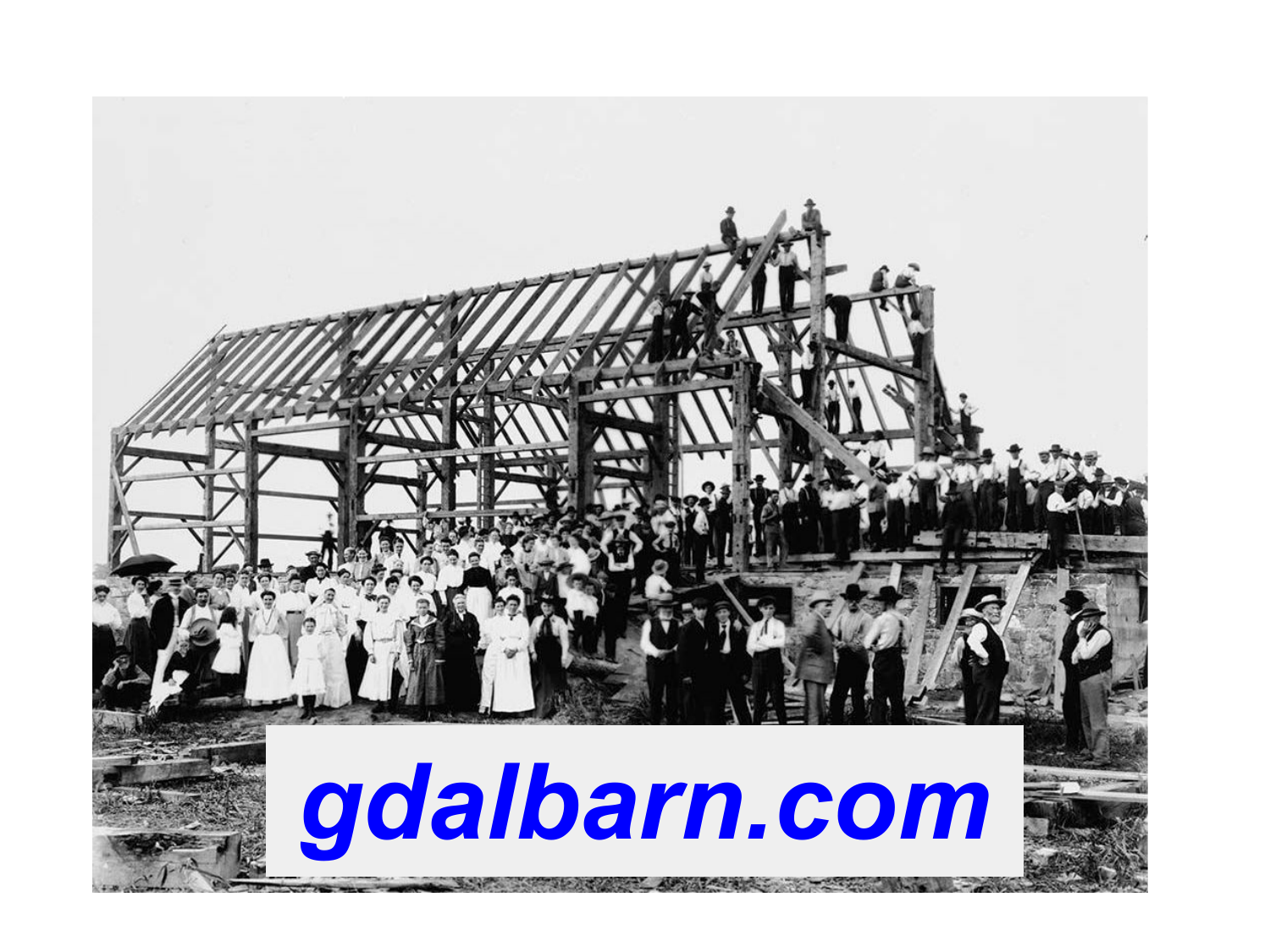gdalbarn.com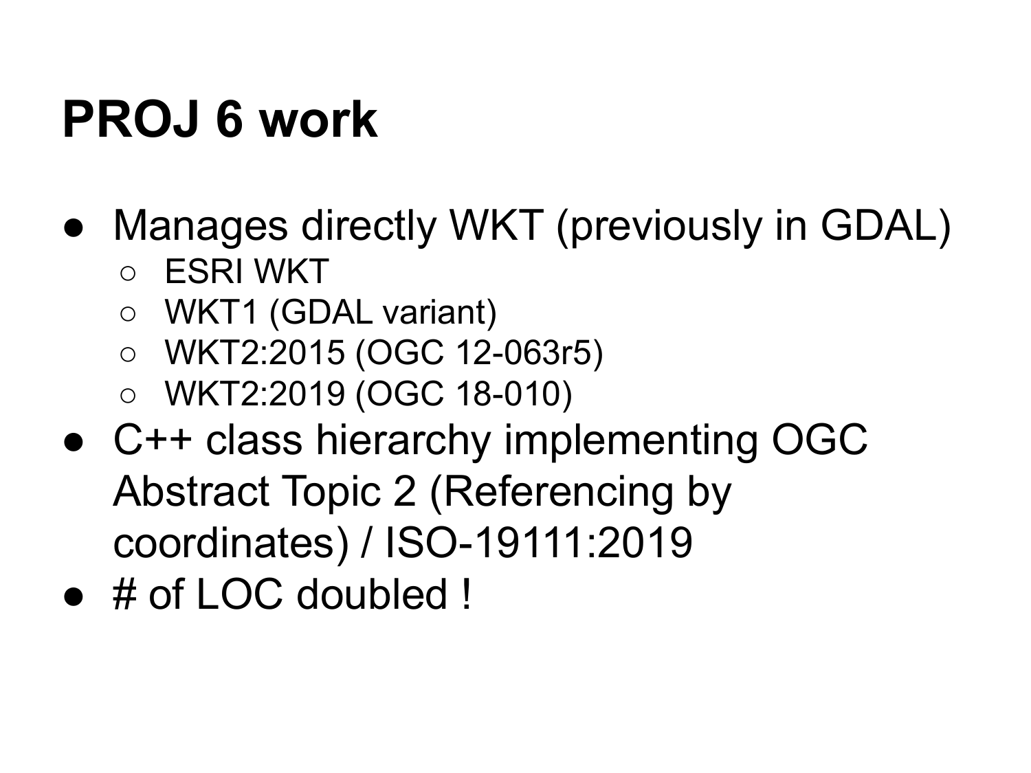# PROJ 6 work

- Manages directly WKT (previously in GDAL)
  - ESRI WKT
  - WKT1 (GDAL variant)
  - WKT2:2015 (OGC 12-063r5)
  - WKT2:2019 (OGC 18-010)
- C++ class hierarchy implementing OGC Abstract Topic 2 (Referencing by coordinates) / ISO-19111:2019
- # of LOC doubled !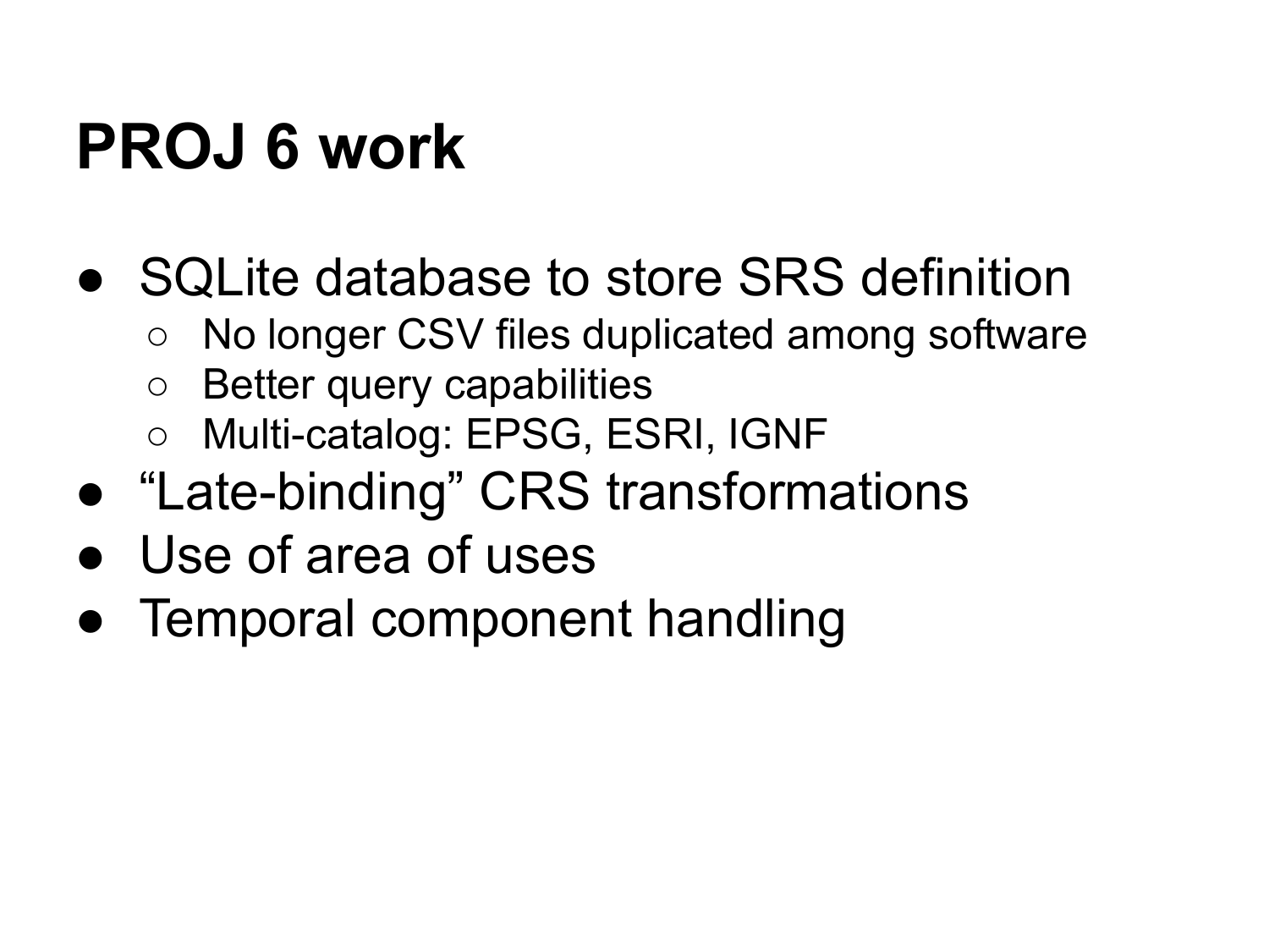# PROJ 6 work

- SQLite database to store SRS definition
  - No longer CSV files duplicated among software
  - Better query capabilities
  - Multi-catalog: EPSG, ESRI, IGNF
- “Late-binding” CRS transformations
- Use of area of uses
- Temporal component handling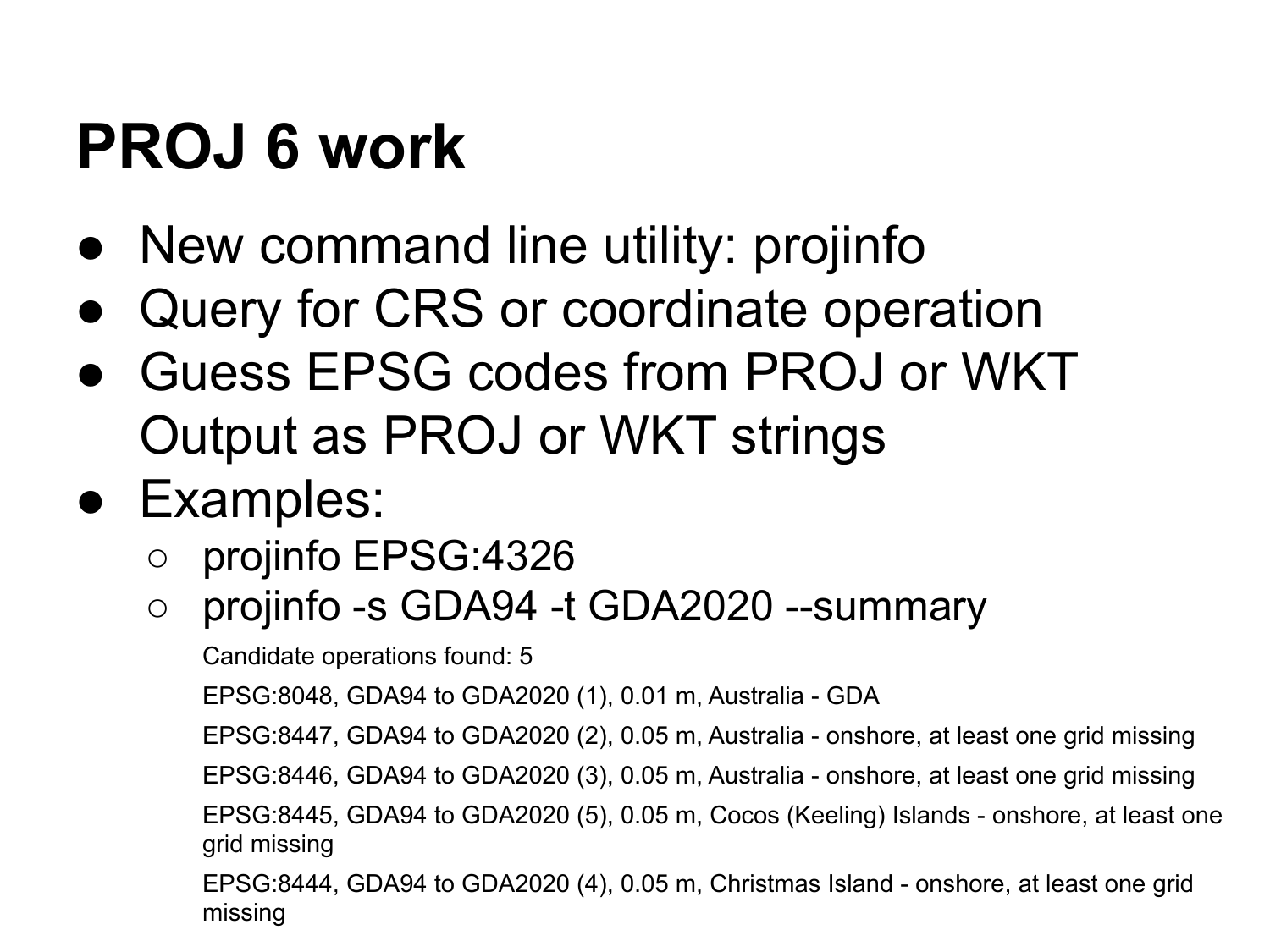# PROJ 6 work

- New command line utility: projinfo
- Query for CRS or coordinate operation
- Guess EPSG codes from PROJ or WKT
  Output as PROJ or WKT strings
- Examples:
  - projinfo EPSG:4326
  - projinfo -s GDA94 -t GDA2020 --summary

```
Candidate operations found: 5
EPSG:8048, GDA94 to GDA2020 (1), 0.01 m, Australia - GDA
EPSG:8447, GDA94 to GDA2020 (2), 0.05 m, Australia - onshore, at least one grid missing
EPSG:8446, GDA94 to GDA2020 (3), 0.05 m, Australia - onshore, at least one grid missing
EPSG:8445, GDA94 to GDA2020 (5), 0.05 m, Cocos (Keeling) Islands - onshore, at least one grid missing
EPSG:8444, GDA94 to GDA2020 (4), 0.05 m, Christmas Island - onshore, at least one grid missing
```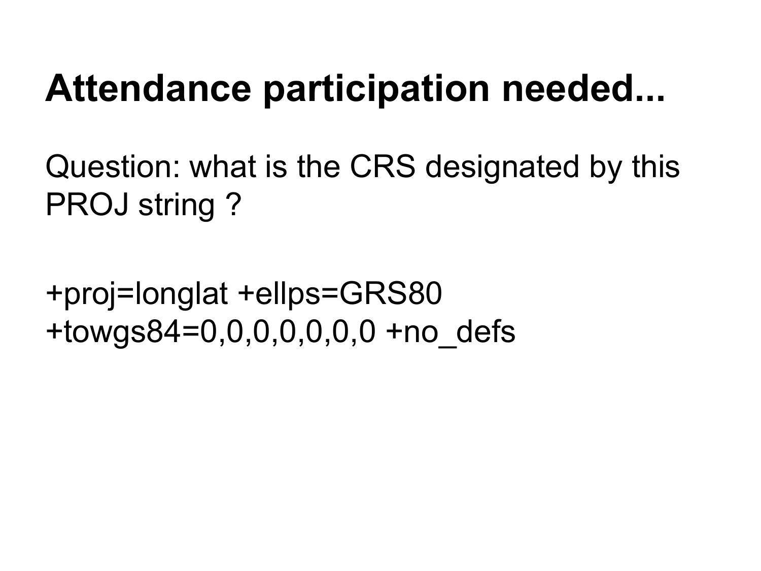# Attendance participation needed...

Question: what is the CRS designated by this PROJ string ?

+proj=longlat +ellps=GRS80 +towgs84=0,0,0,0,0,0,0 +no_defs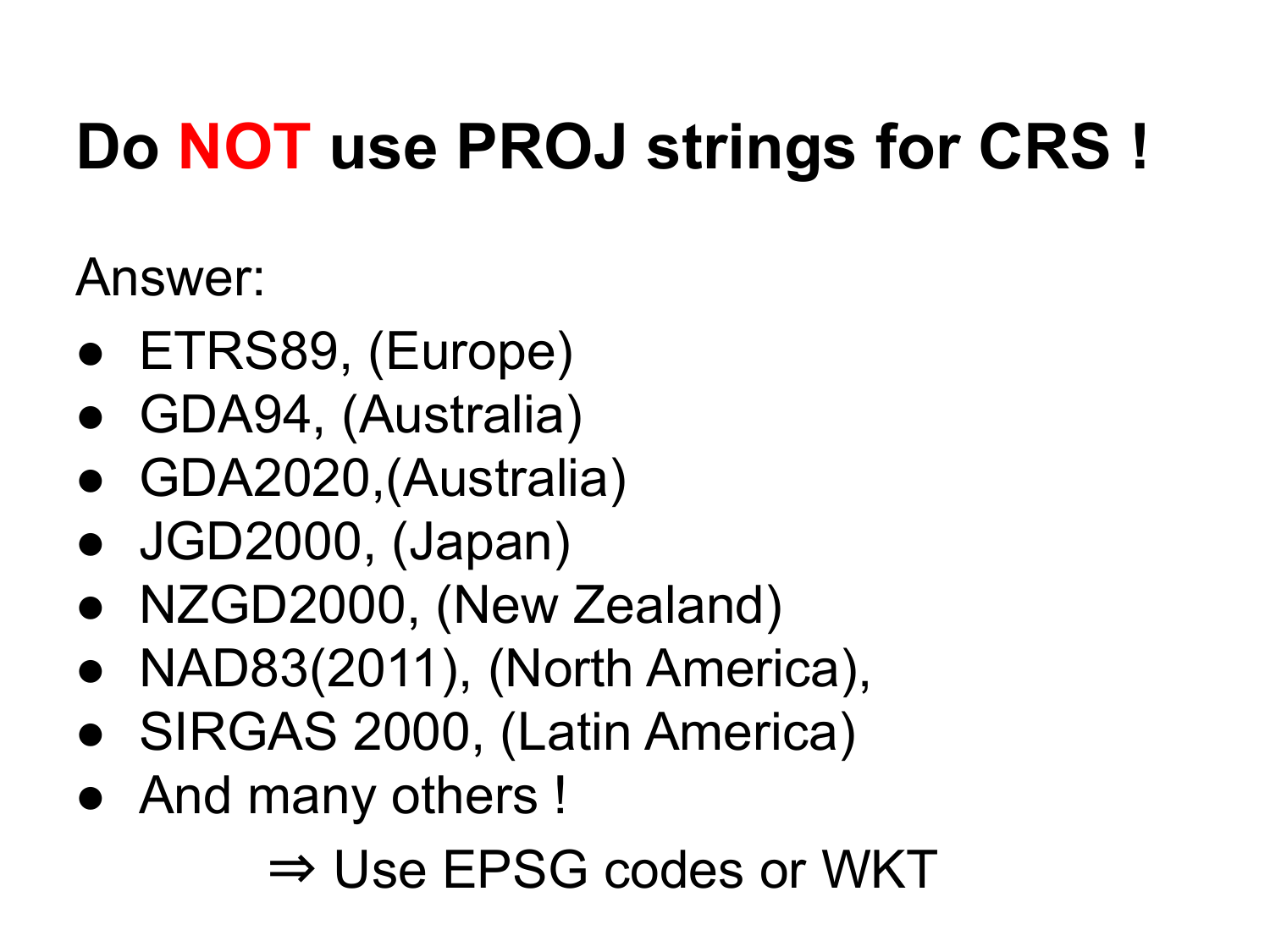# Do **NOT** use PROJ strings for CRS !

Answer:

- ETRS89, (Europe)
- GDA94, (Australia)
- GDA2020,(Australia)
- JGD2000, (Japan)
- NZGD2000, (New Zealand)
- NAD83(2011), (North America),
- SIRGAS 2000, (Latin America)
- And many others !

⇒ Use EPSG codes or WKT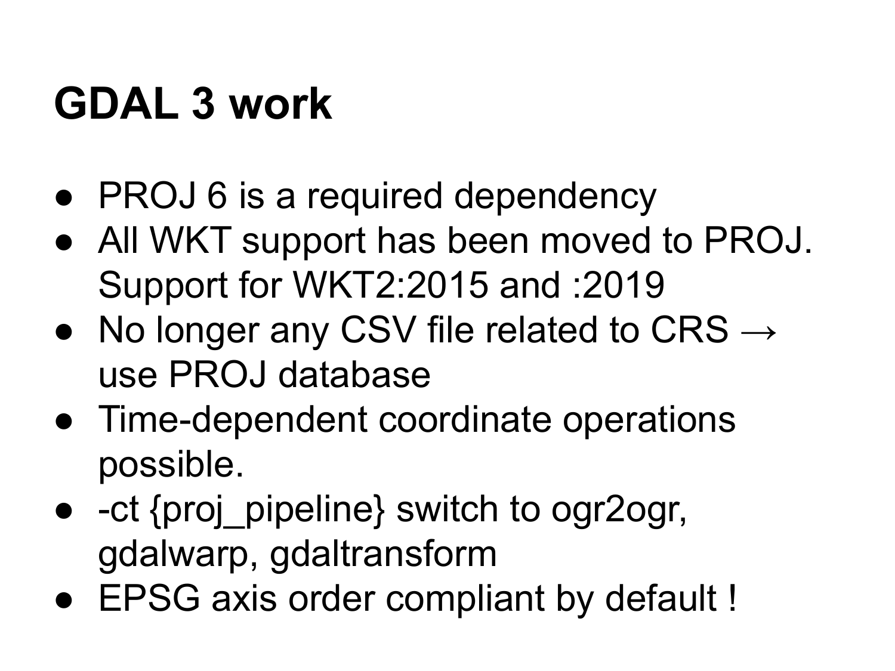# GDAL 3 work

- PROJ 6 is a required dependency
- All WKT support has been moved to PROJ. Support for WKT2:2015 and :2019
- No longer any CSV file related to CRS → use PROJ database
- Time-dependent coordinate operations possible.
- -ct {proj_pipeline} switch to ogr2ogr, gdalwarp, gdaltransform
- EPSG axis order compliant by default !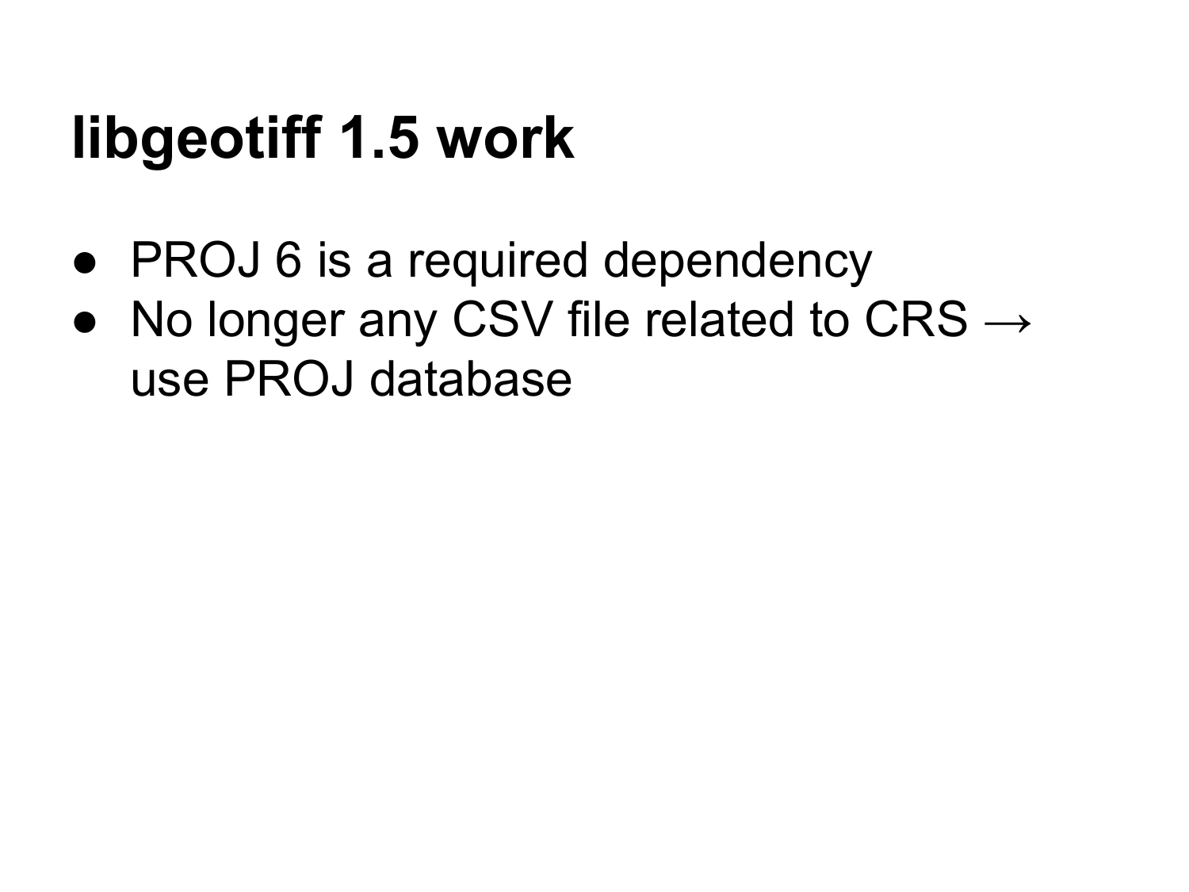# libgeotiff 1.5 work

- PROJ 6 is a required dependency
- No longer any CSV file related to CRS → use PROJ database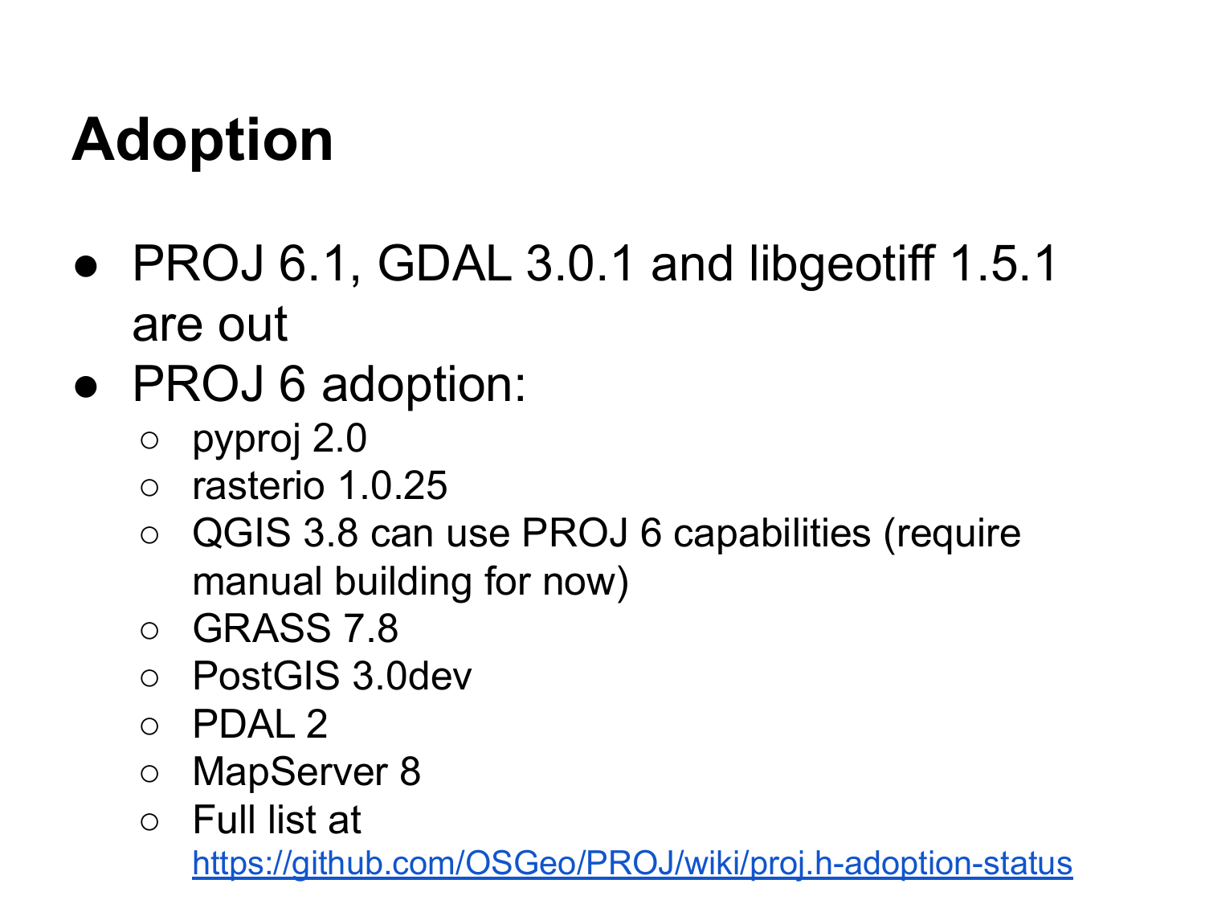# Adoption

- PROJ 6.1, GDAL 3.0.1 and libgeotiff 1.5.1 are out
- PROJ 6 adoption:
  - pyproj 2.0
  - rasterio 1.0.25
  - QGIS 3.8 can use PROJ 6 capabilities (require manual building for now)
  - GRASS 7.8
  - PostGIS 3.0dev
  - PDAL 2
  - MapServer 8
  - Full list at https://github.com/OSGeo/PROJ/wiki/proj.h-adoption-status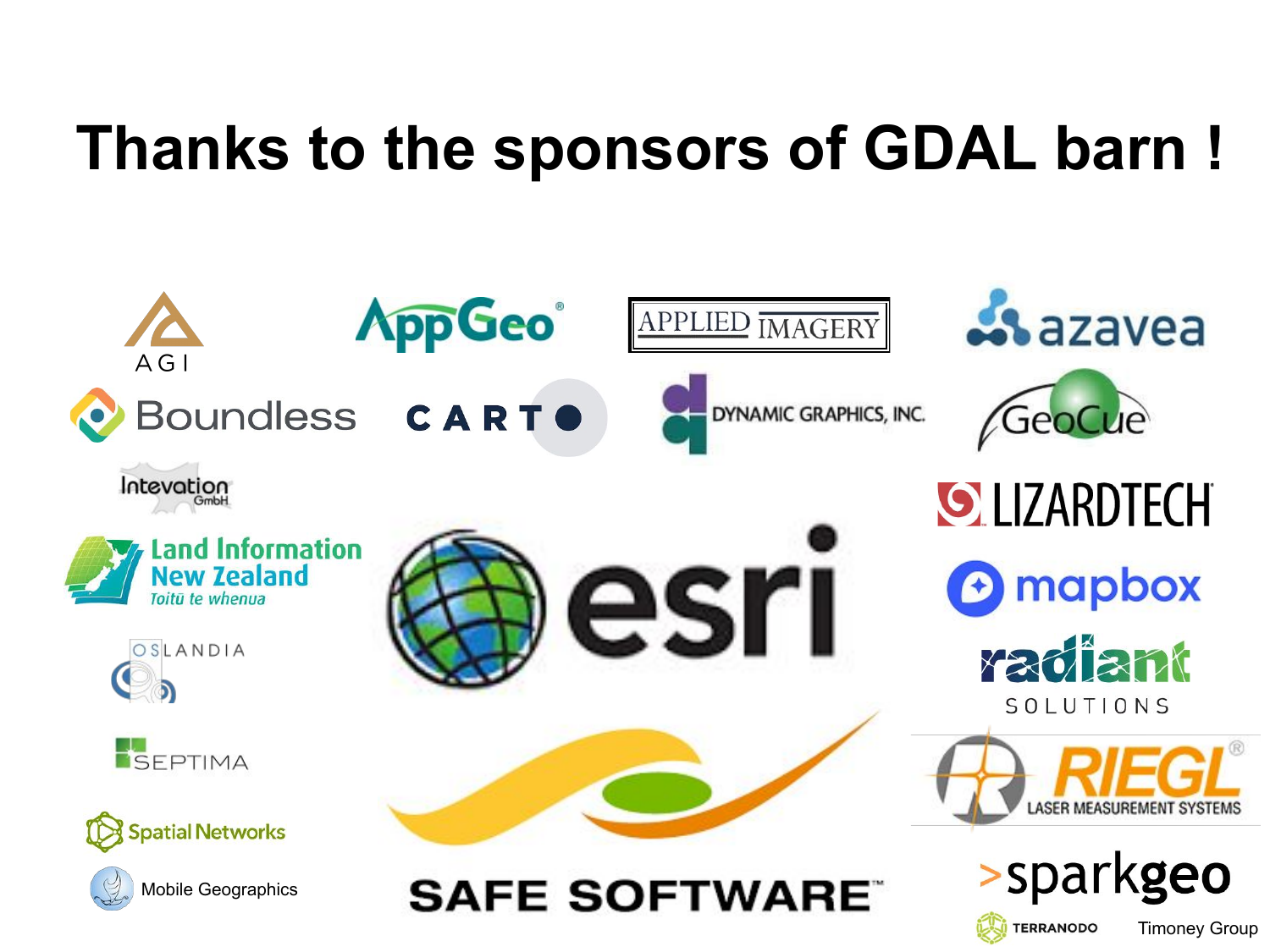# Thanks to the sponsors of GDAL barn !

AGI

AppGeo

APPLIED IMAGERY

azavea

Boundless

CARTO

DYNAMIC GRAPHICS, INC.

GeoCue

Intevation GmbH

LIZARDTECH

Land Information New Zealand
Toitū te whenua

esri

mapbox

OSLANDIA

radiant SOLUTIONS

SEPTIMA

RIEGL LASER MEASUREMENT SYSTEMS

Spatial Networks

SAFE SOFTWARE

Mobile Geographics

>sparkgeo

TERRANODO

Timoney Group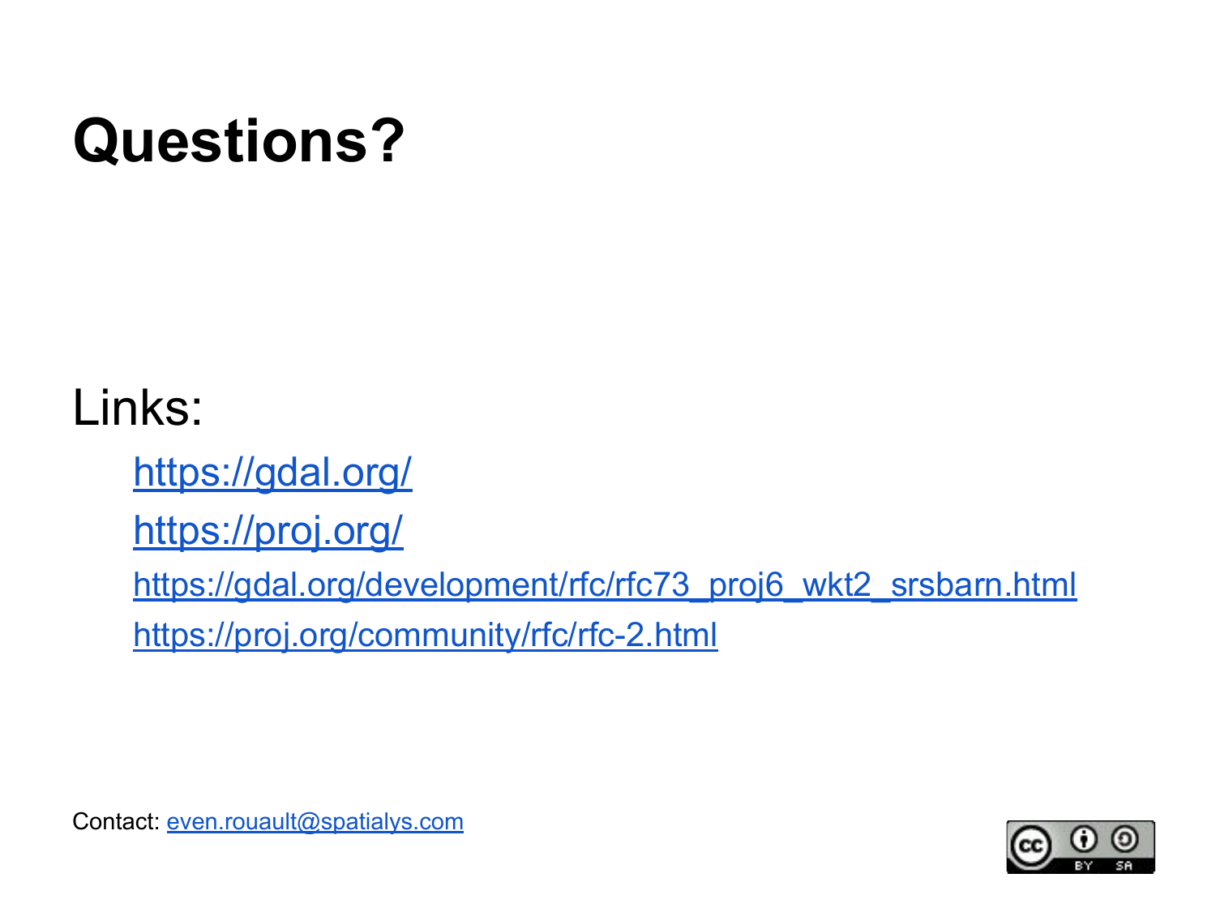# Questions?

Links:

- https://gdal.org/
- https://proj.org/
- https://gdal.org/development/rfc/rfc73_proj6_wkt2_srsbarn.html
- https://proj.org/community/rfc/rfc-2.html

Contact: even.rouault@spatialys.com